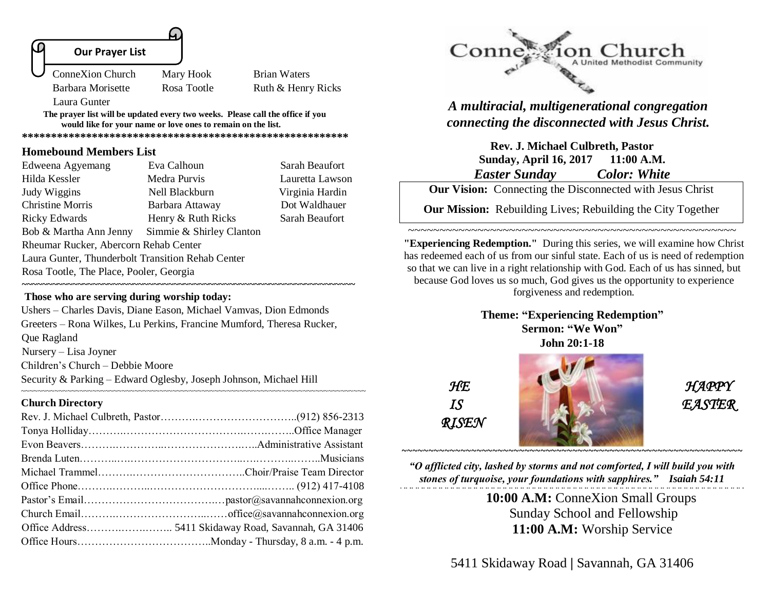## Our Prayer List

ConneXion Church, Mary Hook, Brian Waters, Barbara Morisette, Rosa Tootle, Ruth & Henry Ricks, Laura Gunter

**The prayer list will be updated every two weeks. Please call the office if you would like for your name or love ones to remain on the list.**

**********************************************************

### Homebound Members List

| | | |
|---|---|---|
| Edweena Agyemang | Eva Calhoun | Sarah Beaufort |
| Hilda Kessler | Medra Purvis | Lauretta Lawson |
| Judy Wiggins | Nell Blackburn | Virginia Hardin |
| Christine Morris | Barbara Attaway | Dot Waldhauer |
| Ricky Edwards | Henry & Ruth Ricks | Sarah Beaufort |
| Bob & Martha Ann Jenny | Simmie & Shirley Clanton | |

Rheumar Rucker, Abercorn Rehab Center
Laura Gunter, Thunderbolt Transition Rehab Center
Rosa Tootle, The Place, Pooler, Georgia

~~~~~~~~~~~~~~~~~~~~~~~~~~~~~~~~~~~~~~~~~~~~~~~~~~~~~~~~~~~~~~~~

**Those who are serving during worship today:**

Ushers – Charles Davis, Diane Eason, Michael Vamvas, Dion Edmonds
Greeters – Rona Wilkes, Lu Perkins, Francine Mumford, Theresa Rucker, Que Ragland
Nursery – Lisa Joyner
Children's Church – Debbie Moore
Security & Parking – Edward Oglesby, Joseph Johnson, Michael Hill

~~~~~~~~~~~~~~~~~~~~~~~~~~~~~~~~~~~~~~~~~~~~~~~~~~~~~~~~~~~~~~~~

### Church Directory

Rev. J. Michael Culbreth, Pastor……………………………………..(912) 856-2313
Tonya Holliday……………………………………………………..Office Manager
Evon Beavers……………………………………………..Administrative Assistant
Brenda Luten…………………………………………………………..Musicians
Michael Trammel…………………………………..Choir/Praise Team Director
Office Phone…………………………………………………….. (912) 417-4108
Pastor's Email……………………………………pastor@savannahconnexion.org
Church Email…………………………………office@savannahconnexion.org
Office Address………………….. 5411 Skidaway Road, Savannah, GA 31406
Office Hours………………………………..Monday - Thursday, 8 a.m. - 4 p.m.

# ConneXion Church
A United Methodist Community

***A multiracial, multigenerational congregation connecting the disconnected with Jesus Christ.***

**Rev. J. Michael Culbreth, Pastor**
**Sunday, April 16, 2017 11:00 A.M.**
***Easter Sunday Color: White***

**Our Vision:** Connecting the Disconnected with Jesus Christ

**Our Mission:** Rebuilding Lives; Rebuilding the City Together

~~~~~~~~~~~~~~~~~~~~~~~~~~~~~~~~~~~~~~~~~~~~~~~~~~~~~~~~

**"Experiencing Redemption."** During this series, we will examine how Christ has redeemed each of us from our sinful state. Each of us is need of redemption so that we can live in a right relationship with God. Each of us has sinned, but because God loves us so much, God gives us the opportunity to experience forgiveness and redemption.

**Theme: "Experiencing Redemption"**
**Sermon: "We Won"**
**John 20:1-18**

*HE IS RISEN*

*HAPPY EASTER*

~~~~~~~~~~~~~~~~~~~~~~~~~~~~~~~~~~~~~~~~~~~~~~~~~~~~~~~~

***"O afflicted city, lashed by storms and not comforted, I will build you with stones of turquoise, your foundations with sapphires." Isaiah 54:11***

**10:00 A.M:** ConneXion Small Groups
Sunday School and Fellowship
**11:00 A.M:** Worship Service

5411 Skidaway Road | Savannah, GA 31406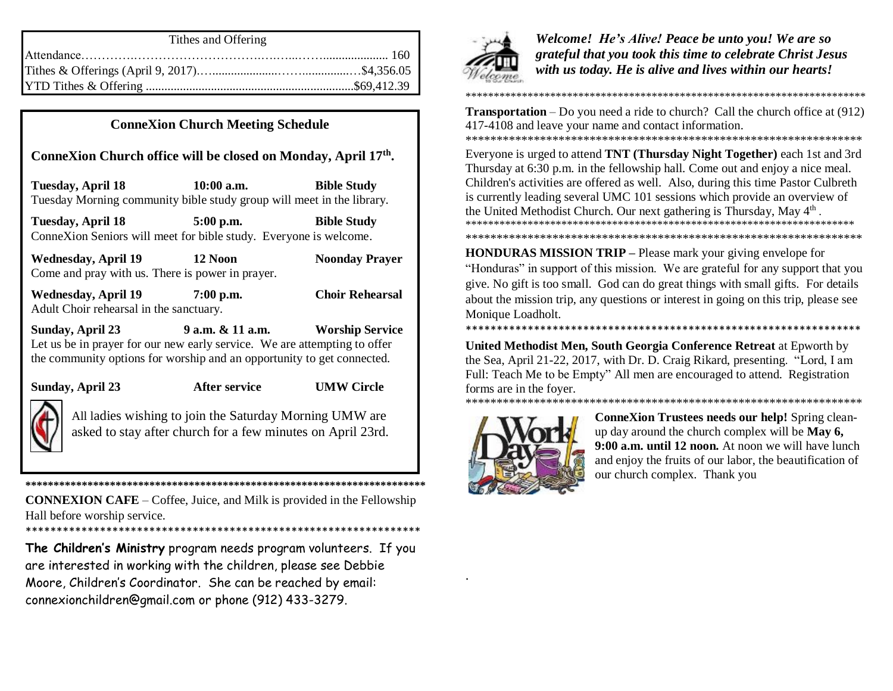| Tithes and Offering | |
|---|---|
| Attendance | 160 |
| Tithes & Offerings (April 9, 2017) | $4,356.05 |
| YTD Tithes & Offering | $69,412.39 |

## ConneXion Church Meeting Schedule

**ConneXion Church office will be closed on Monday, April 17th.**

**Tuesday, April 18 — 10:00 a.m. — Bible Study**
Tuesday Morning community bible study group will meet in the library.

**Tuesday, April 18 — 5:00 p.m. — Bible Study**
ConneXion Seniors will meet for bible study. Everyone is welcome.

**Wednesday, April 19 — 12 Noon — Noonday Prayer**
Come and pray with us. There is power in prayer.

**Wednesday, April 19 — 7:00 p.m. — Choir Rehearsal**
Adult Choir rehearsal in the sanctuary.

**Sunday, April 23 — 9 a.m. & 11 a.m. — Worship Service**
Let us be in prayer for our new early service. We are attempting to offer the community options for worship and an opportunity to get connected.

**Sunday, April 23 — After service — UMW Circle**

All ladies wishing to join the Saturday Morning UMW are asked to stay after church for a few minutes on April 23rd.

**CONNEXION CAFE** – Coffee, Juice, and Milk is provided in the Fellowship Hall before worship service.

**The Children's Ministry** program needs program volunteers. If you are interested in working with the children, please see Debbie Moore, Children's Coordinator. She can be reached by email: connexionchildren@gmail.com or phone (912) 433-3279.

***Welcome! He's Alive! Peace be unto you! We are so grateful that you took this time to celebrate Christ Jesus with us today. He is alive and lives within our hearts!***

**Transportation** – Do you need a ride to church? Call the church office at (912) 417-4108 and leave your name and contact information.

Everyone is urged to attend **TNT (Thursday Night Together)** each 1st and 3rd Thursday at 6:30 p.m. in the fellowship hall. Come out and enjoy a nice meal. Children's activities are offered as well. Also, during this time Pastor Culbreth is currently leading several UMC 101 sessions which provide an overview of the United Methodist Church. Our next gathering is Thursday, May 4th.

**HONDURAS MISSION TRIP –** Please mark your giving envelope for "Honduras" in support of this mission. We are grateful for any support that you give. No gift is too small. God can do great things with small gifts. For details about the mission trip, any questions or interest in going on this trip, please see Monique Loadholt.

**United Methodist Men, South Georgia Conference Retreat** at Epworth by the Sea, April 21-22, 2017, with Dr. D. Craig Rikard, presenting. "Lord, I am Full: Teach Me to be Empty" All men are encouraged to attend. Registration forms are in the foyer.

**ConneXion Trustees needs our help!** Spring clean-up day around the church complex will be **May 6, 9:00 a.m. until 12 noon.** At noon we will have lunch and enjoy the fruits of our labor, the beautification of our church complex. Thank you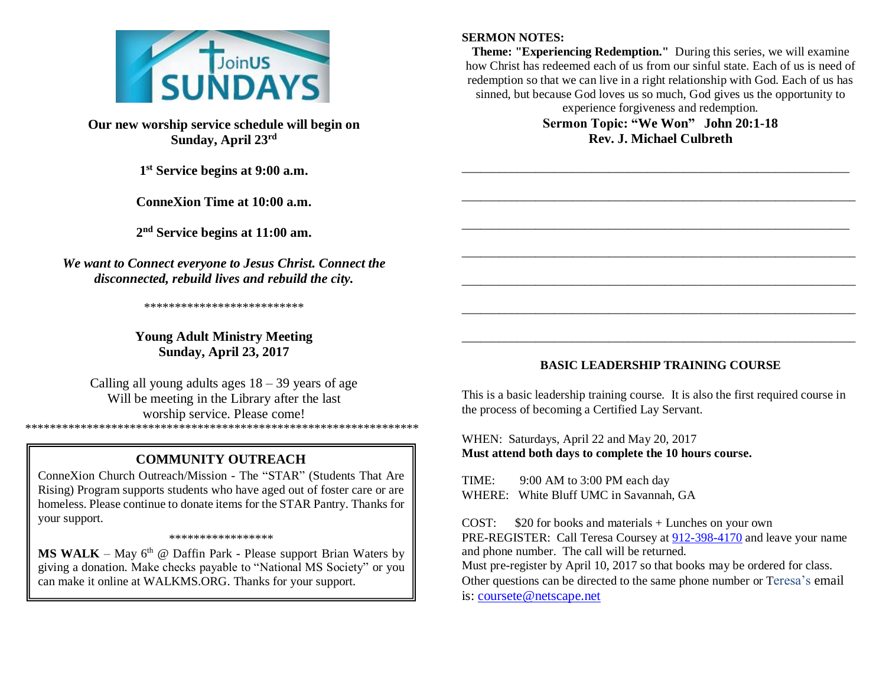JoinUS SUNDAYS

**Our new worship service schedule will begin on Sunday, April 23rd**

**1st Service begins at 9:00 a.m.**

**ConneXion Time at 10:00 a.m.**

**2nd Service begins at 11:00 am.**

***We want to Connect everyone to Jesus Christ. Connect the disconnected, rebuild lives and rebuild the city.***

**************************

**Young Adult Ministry Meeting**
**Sunday, April 23, 2017**

Calling all young adults ages 18 – 39 years of age
Will be meeting in the Library after the last
worship service. Please come!

****************************************************************

## COMMUNITY OUTREACH

ConneXion Church Outreach/Mission - The "STAR" (Students That Are Rising) Program supports students who have aged out of foster care or are homeless. Please continue to donate items for the STAR Pantry. Thanks for your support.

*****************

**MS WALK** – May 6th @ Daffin Park - Please support Brian Waters by giving a donation. Make checks payable to "National MS Society" or you can make it online at WALKMS.ORG. Thanks for your support.

**SERMON NOTES:**

**Theme: "Experiencing Redemption."** During this series, we will examine how Christ has redeemed each of us from our sinful state. Each of us is need of redemption so that we can live in a right relationship with God. Each of us has sinned, but because God loves us so much, God gives us the opportunity to experience forgiveness and redemption.

**Sermon Topic: "We Won" John 20:1-18**
**Rev. J. Michael Culbreth**

_______________________________________________________________

_______________________________________________________________

_______________________________________________________________

_______________________________________________________________

_______________________________________________________________

_______________________________________________________________

_______________________________________________________________

## BASIC LEADERSHIP TRAINING COURSE

This is a basic leadership training course. It is also the first required course in the process of becoming a Certified Lay Servant.

WHEN: Saturdays, April 22 and May 20, 2017
**Must attend both days to complete the 10 hours course.**

TIME: 9:00 AM to 3:00 PM each day
WHERE: White Bluff UMC in Savannah, GA

COST: $20 for books and materials + Lunches on your own
PRE-REGISTER: Call Teresa Coursey at 912-398-4170 and leave your name and phone number. The call will be returned.
Must pre-register by April 10, 2017 so that books may be ordered for class.
Other questions can be directed to the same phone number or Teresa's email is: coursete@netscape.net